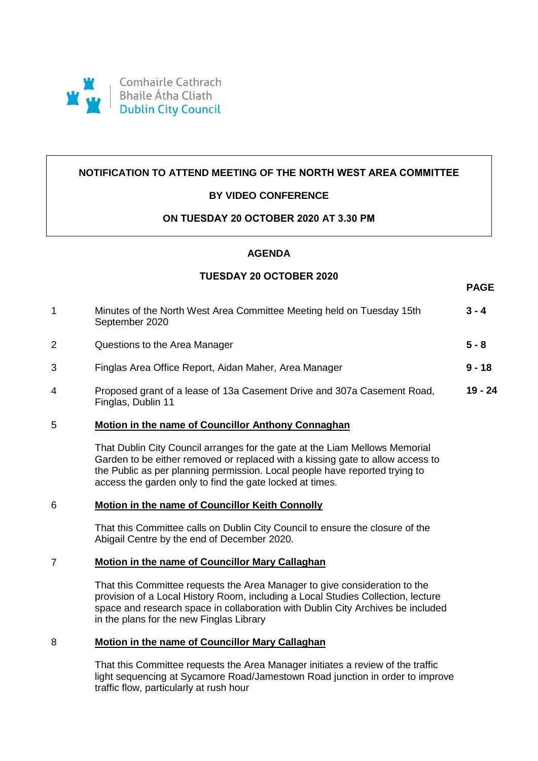Comhairle Cathrach
Bhaile Átha Cliath
Dublin City Council

**NOTIFICATION TO ATTEND MEETING OF THE NORTH WEST AREA COMMITTEE**

**BY VIDEO CONFERENCE**

**ON TUESDAY 20 OCTOBER 2020 AT 3.30 PM**

## AGENDA

### TUESDAY 20 OCTOBER 2020

| | | PAGE |
|---|---|---|
| 1 | Minutes of the North West Area Committee Meeting held on Tuesday 15th September 2020 | **3 - 4** |
| 2 | Questions to the Area Manager | **5 - 8** |
| 3 | Finglas Area Office Report, Aidan Maher, Area Manager | **9 - 18** |
| 4 | Proposed grant of a lease of 13a Casement Drive and 307a Casement Road, Finglas, Dublin 11 | **19 - 24** |

5 **Motion in the name of Councillor Anthony Connaghan**

That Dublin City Council arranges for the gate at the Liam Mellows Memorial Garden to be either removed or replaced with a kissing gate to allow access to the Public as per planning permission. Local people have reported trying to access the garden only to find the gate locked at times.

6 **Motion in the name of Councillor Keith Connolly**

That this Committee calls on Dublin City Council to ensure the closure of the Abigail Centre by the end of December 2020.

7 **Motion in the name of Councillor Mary Callaghan**

That this Committee requests the Area Manager to give consideration to the provision of a Local History Room, including a Local Studies Collection, lecture space and research space in collaboration with Dublin City Archives be included in the plans for the new Finglas Library

8 **Motion in the name of Councillor Mary Callaghan**

That this Committee requests the Area Manager initiates a review of the traffic light sequencing at Sycamore Road/Jamestown Road junction in order to improve traffic flow, particularly at rush hour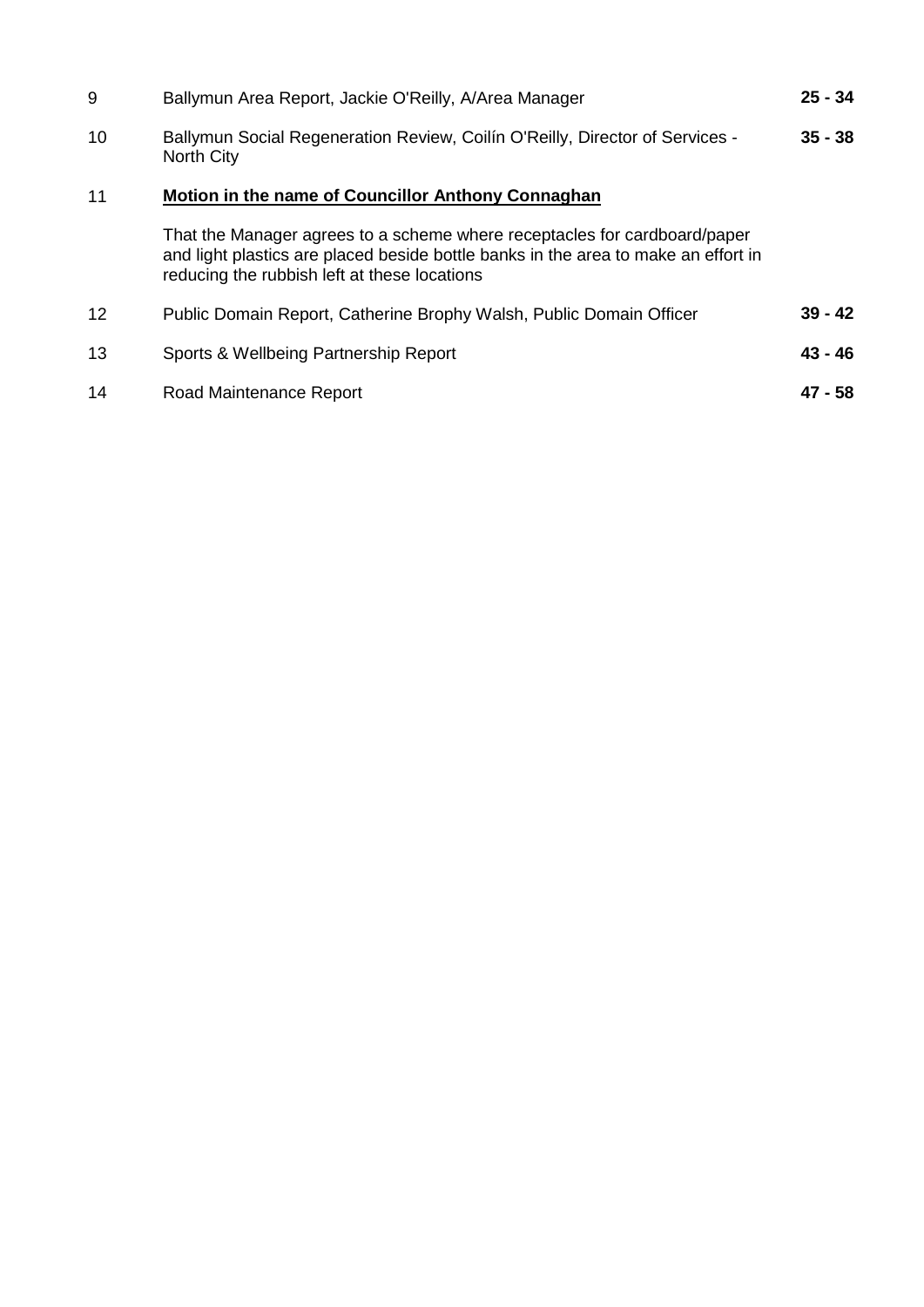| | | |
|---|---|---|
| 9 | Ballymun Area Report, Jackie O'Reilly, A/Area Manager | **25 - 34** |
| 10 | Ballymun Social Regeneration Review, Coilín O'Reilly, Director of Services - North City | **35 - 38** |
| 11 | **Motion in the name of Councillor Anthony Connaghan**<br><br>That the Manager agrees to a scheme where receptacles for cardboard/paper and light plastics are placed beside bottle banks in the area to make an effort in reducing the rubbish left at these locations | |
| 12 | Public Domain Report, Catherine Brophy Walsh, Public Domain Officer | **39 - 42** |
| 13 | Sports & Wellbeing Partnership Report | **43 - 46** |
| 14 | Road Maintenance Report | **47 - 58** |